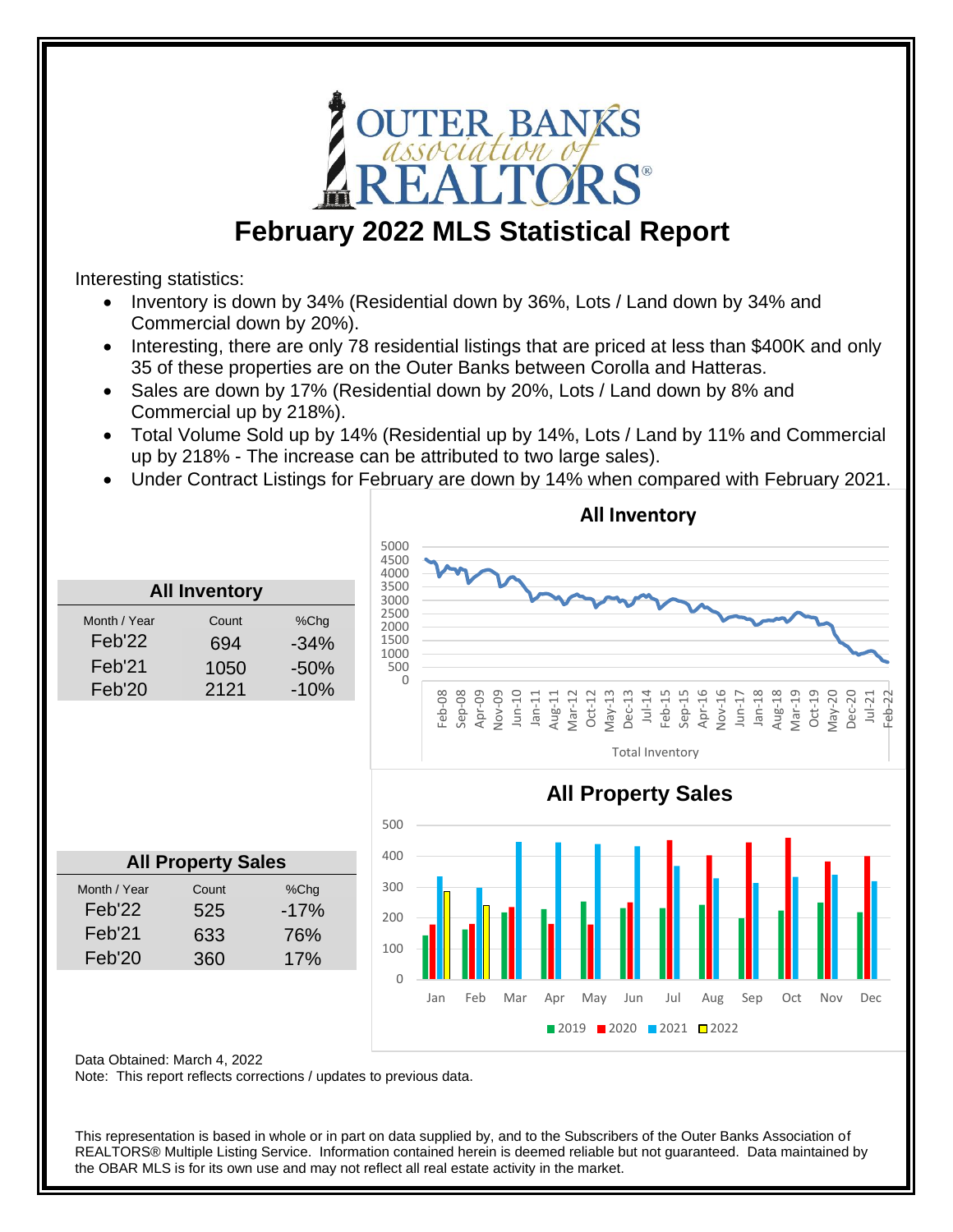# February 2022 MLS Statistical Report

Interesting statistics:

- Inventory is down by 34% (Residential down by 36%, Lots / Land down by 34% and Commercial down by 20%).
- Interesting, there are only 78 residential listings that are priced at less than $400K and only 35 of these properties are on the Outer Banks between Corolla and Hatteras.
- Sales are down by 17% (Residential down by 20%, Lots / Land down by 8% and Commercial up by 218%).
- Total Volume Sold up by 14% (Residential up by 14%, Lots / Land by 11% and Commercial up by 218% - The increase can be attributed to two large sales).
- Under Contract Listings for February are down by 14% when compared with February 2021.

| All Inventory | | |
|---|---|---|
| Month / Year | Count | %Chg |
| Feb'22 | 694 | -34% |
| Feb'21 | 1050 | -50% |
| Feb'20 | 2121 | -10% |

| All Property Sales | | |
|---|---|---|
| Month / Year | Count | %Chg |
| Feb'22 | 525 | -17% |
| Feb'21 | 633 | 76% |
| Feb'20 | 360 | 17% |

Data Obtained: March 4, 2022

Note: This report reflects corrections / updates to previous data.

This representation is based in whole or in part on data supplied by, and to the Subscribers of the Outer Banks Association of REALTORS® Multiple Listing Service. Information contained herein is deemed reliable but not guaranteed. Data maintained by the OBAR MLS is for its own use and may not reflect all real estate activity in the market.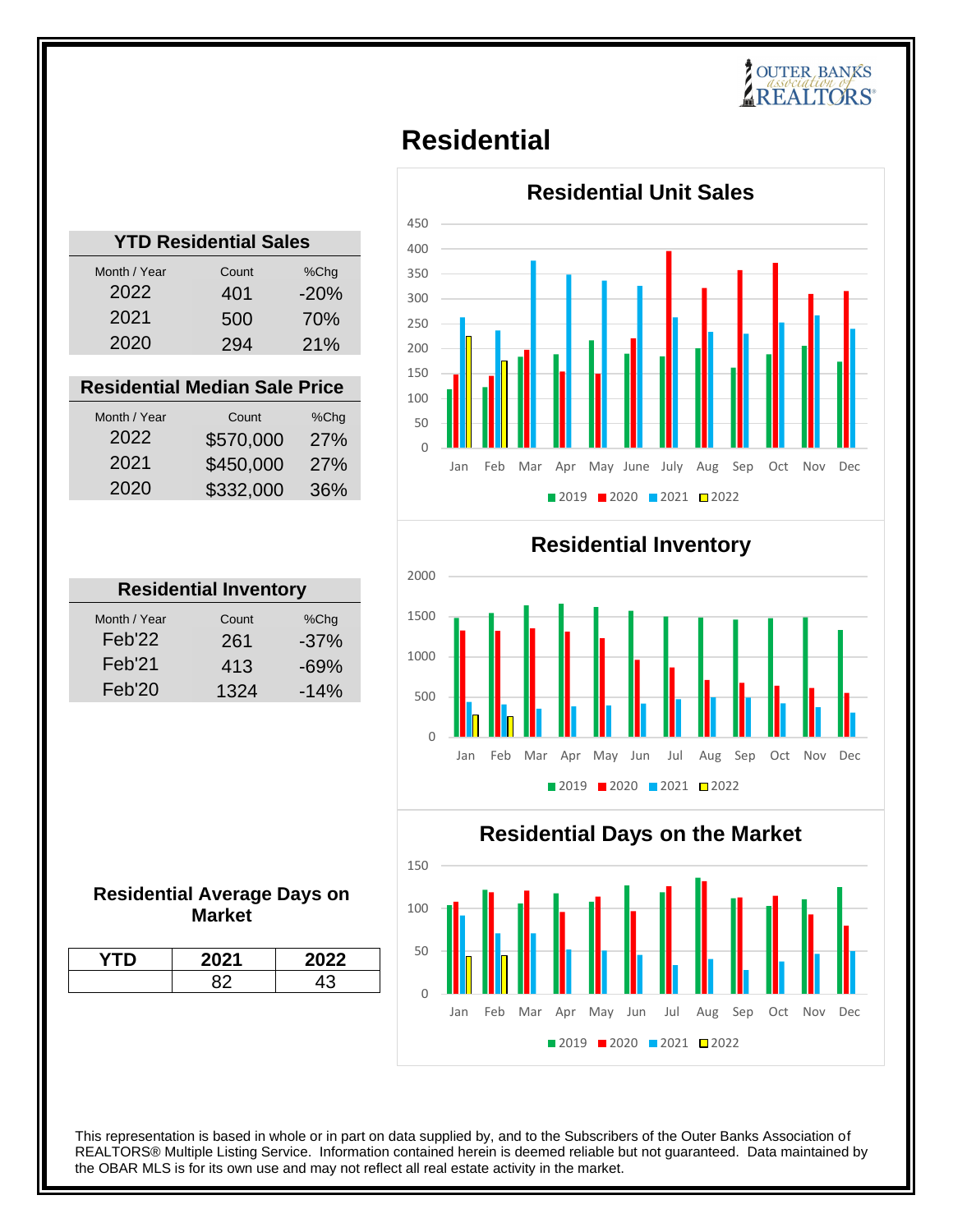# Residential

## YTD Residential Sales

| Month / Year | Count | %Chg |
|---|---|---|
| 2022 | 401 | -20% |
| 2021 | 500 | 70% |
| 2020 | 294 | 21% |

## Residential Median Sale Price

| Month / Year | Count | %Chg |
|---|---|---|
| 2022 | $570,000 | 27% |
| 2021 | $450,000 | 27% |
| 2020 | $332,000 | 36% |

## Residential Inventory

| Month / Year | Count | %Chg |
|---|---|---|
| Feb'22 | 261 | -37% |
| Feb'21 | 413 | -69% |
| Feb'20 | 1324 | -14% |

## Residential Average Days on Market

| YTD | 2021 | 2022 |
|---|---|---|
| | 82 | 43 |

### Residential Unit Sales

### Residential Inventory

### Residential Days on the Market

This representation is based in whole or in part on data supplied by, and to the Subscribers of the Outer Banks Association of REALTORS® Multiple Listing Service. Information contained herein is deemed reliable but not guaranteed. Data maintained by the OBAR MLS is for its own use and may not reflect all real estate activity in the market.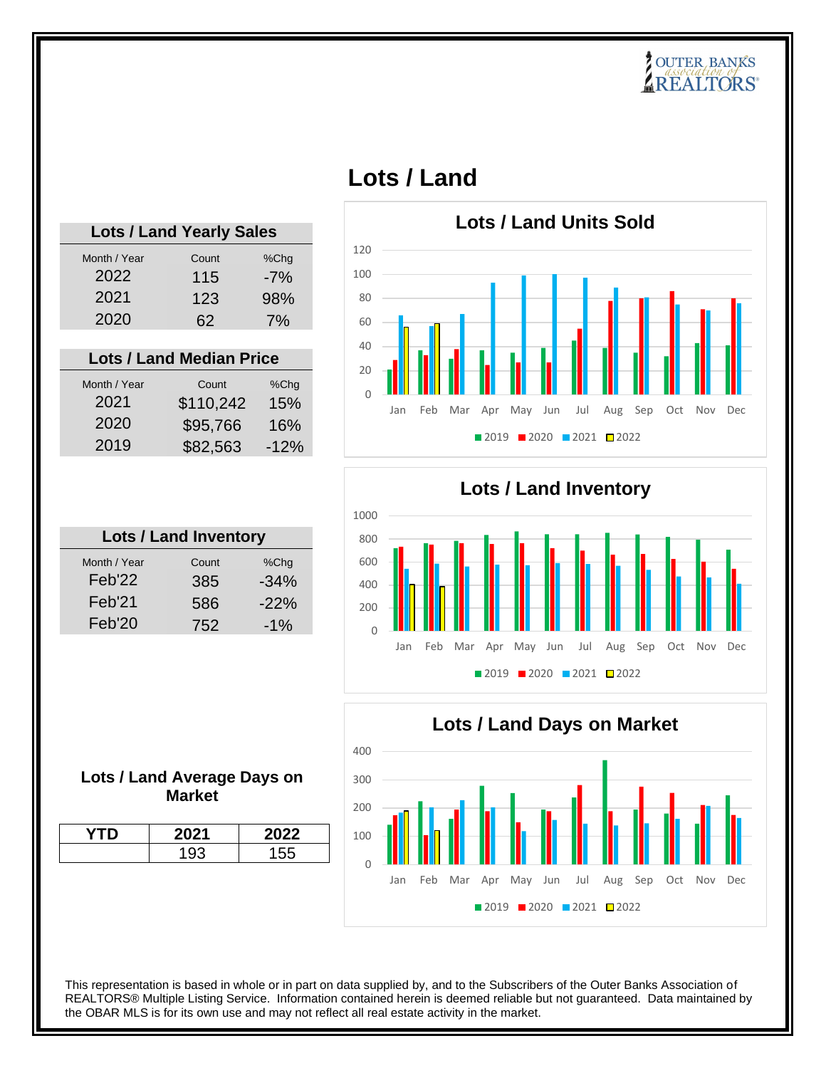# Lots / Land

## Lots / Land Yearly Sales

| Month / Year | Count | %Chg |
|---|---|---|
| 2022 | 115 | -7% |
| 2021 | 123 | 98% |
| 2020 | 62 | 7% |

## Lots / Land Median Price

| Month / Year | Count | %Chg |
|---|---|---|
| 2021 | $110,242 | 15% |
| 2020 | $95,766 | 16% |
| 2019 | $82,563 | -12% |

## Lots / Land Inventory

| Month / Year | Count | %Chg |
|---|---|---|
| Feb'22 | 385 | -34% |
| Feb'21 | 586 | -22% |
| Feb'20 | 752 | -1% |

## Lots / Land Average Days on Market

| YTD | 2021 | 2022 |
|---|---|---|
| | 193 | 155 |

### Lots / Land Units Sold

### Lots / Land Inventory

### Lots / Land Days on Market

This representation is based in whole or in part on data supplied by, and to the Subscribers of the Outer Banks Association of REALTORS® Multiple Listing Service. Information contained herein is deemed reliable but not guaranteed. Data maintained by the OBAR MLS is for its own use and may not reflect all real estate activity in the market.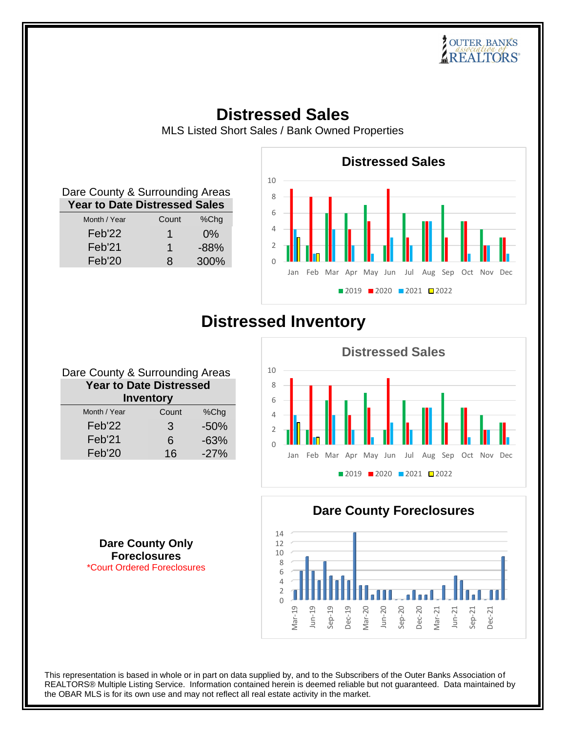# Distressed Sales

MLS Listed Short Sales / Bank Owned Properties

Dare County & Surrounding Areas

**Year to Date Distressed Sales**

| Month / Year | Count | %Chg |
|---|---|---|
| Feb'22 | 1 | 0% |
| Feb'21 | 1 | -88% |
| Feb'20 | 8 | 300% |

# Distressed Inventory

Dare County & Surrounding Areas

**Year to Date Distressed Inventory**

| Month / Year | Count | %Chg |
|---|---|---|
| Feb'22 | 3 | -50% |
| Feb'21 | 6 | -63% |
| Feb'20 | 16 | -27% |

**Dare County Only Foreclosures**

*Court Ordered Foreclosures

This representation is based in whole or in part on data supplied by, and to the Subscribers of the Outer Banks Association of REALTORS® Multiple Listing Service. Information contained herein is deemed reliable but not guaranteed. Data maintained by the OBAR MLS is for its own use and may not reflect all real estate activity in the market.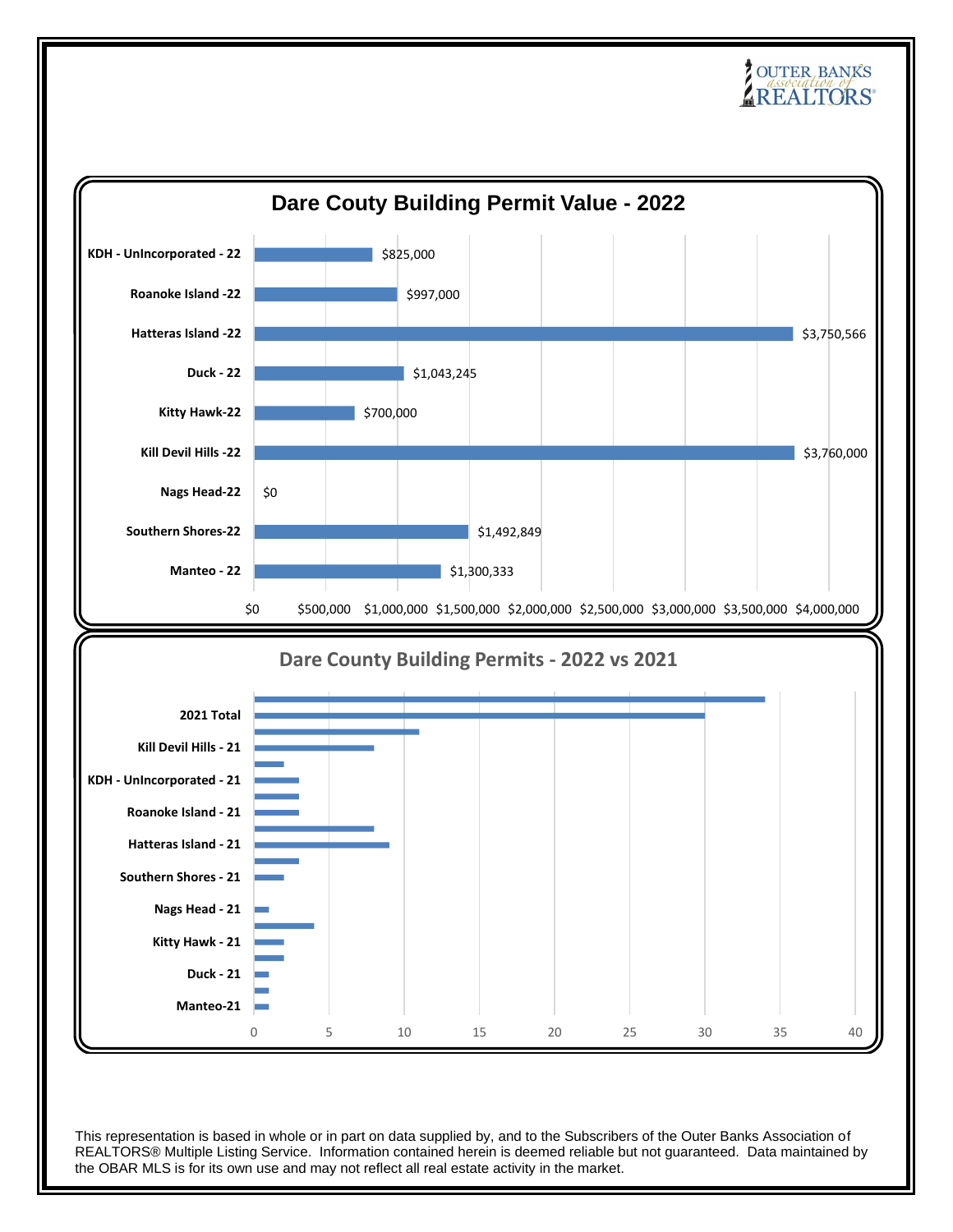# Dare Couty Building Permit Value - 2022

| Area | Value |
|---|---|
| KDH - UnIncorporated - 22 | $825,000 |
| Roanoke Island -22 | $997,000 |
| Hatteras Island -22 | $3,750,566 |
| Duck - 22 | $1,043,245 |
| Kitty Hawk-22 | $700,000 |
| Kill Devil Hills -22 | $3,760,000 |
| Nags Head-22 | $0 |
| Southern Shores-22 | $1,492,849 |
| Manteo - 22 | $1,300,333 |

# Dare County Building Permits - 2022 vs 2021

| Label |
|---|
| 2021 Total |
| Kill Devil Hills - 21 |
| KDH - UnIncorporated - 21 |
| Roanoke Island - 21 |
| Hatteras Island - 21 |
| Southern Shores - 21 |
| Nags Head - 21 |
| Kitty Hawk - 21 |
| Duck - 21 |
| Manteo-21 |

This representation is based in whole or in part on data supplied by, and to the Subscribers of the Outer Banks Association of REALTORS® Multiple Listing Service. Information contained herein is deemed reliable but not guaranteed. Data maintained by the OBAR MLS is for its own use and may not reflect all real estate activity in the market.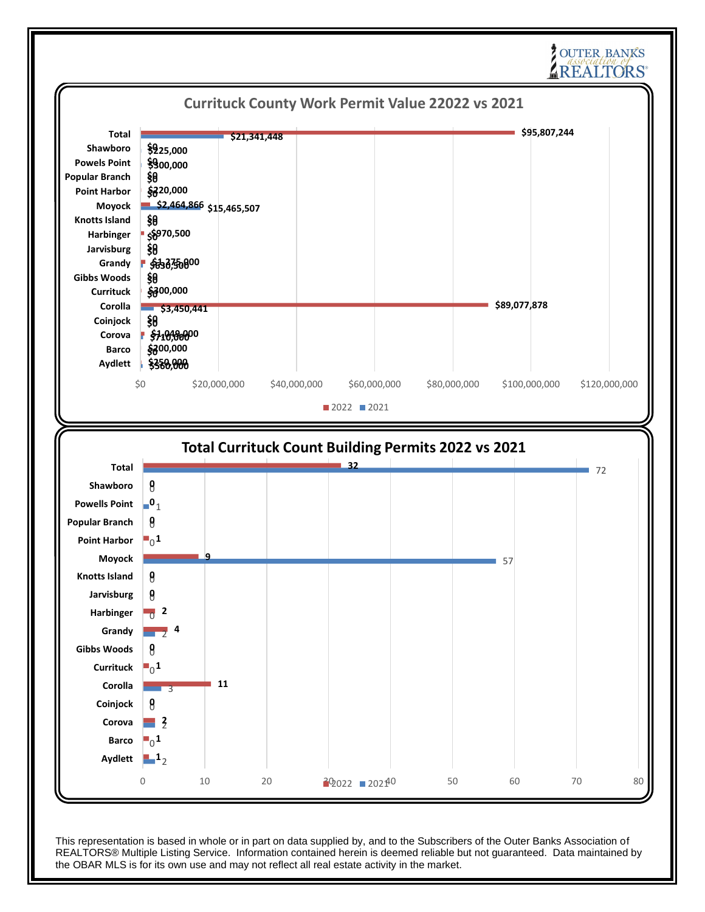## Currituck County Work Permit Value 22022 vs 2021

| Area | 2022 | 2021 |
|---|---|---|
| Total | $95,807,244 | $21,341,448 |
| Shawboro | $0 | $225,000 |
| Powels Point | $0 | $300,000 |
| Popular Branch | $0 | $0 |
| Point Harbor | $220,000 | $0 |
| Moyock | $2,464,866 | $15,465,507 |
| Knotts Island | $0 | $0 |
| Harbinger | $970,500 | $0 |
| Jarvisburg | $0 | $0 |
| Grandy | $1,275,000 | $630,500 |
| Gibbs Woods | $0 | $0 |
| Currituck | $300,000 | $0 |
| Corolla | $89,077,878 | $3,450,441 |
| Coinjock | $0 | $0 |
| Corova | $1,049,000 | $710,000 |
| Barco | $200,000 | $0 |
| Aydlett | $250,000 | $560,000 |

## Total Currituck Count Building Permits 2022 vs 2021

| Area | 2022 | 2021 |
|---|---|---|
| Total | 32 | 72 |
| Shawboro | 0 | 0 |
| Powells Point | 0 | 1 |
| Popular Branch | 0 | 0 |
| Point Harbor | 1 | 0 |
| Moyock | 9 | 57 |
| Knotts Island | 0 | 0 |
| Jarvisburg | 0 | 0 |
| Harbinger | 2 | 0 |
| Grandy | 4 | 2 |
| Gibbs Woods | 0 | 0 |
| Currituck | 1 | 0 |
| Corolla | 11 | 3 |
| Coinjock | 0 | 0 |
| Corova | 2 | 2 |
| Barco | 1 | 0 |
| Aydlett | 1 | 2 |

This representation is based in whole or in part on data supplied by, and to the Subscribers of the Outer Banks Association of REALTORS® Multiple Listing Service. Information contained herein is deemed reliable but not guaranteed. Data maintained by the OBAR MLS is for its own use and may not reflect all real estate activity in the market.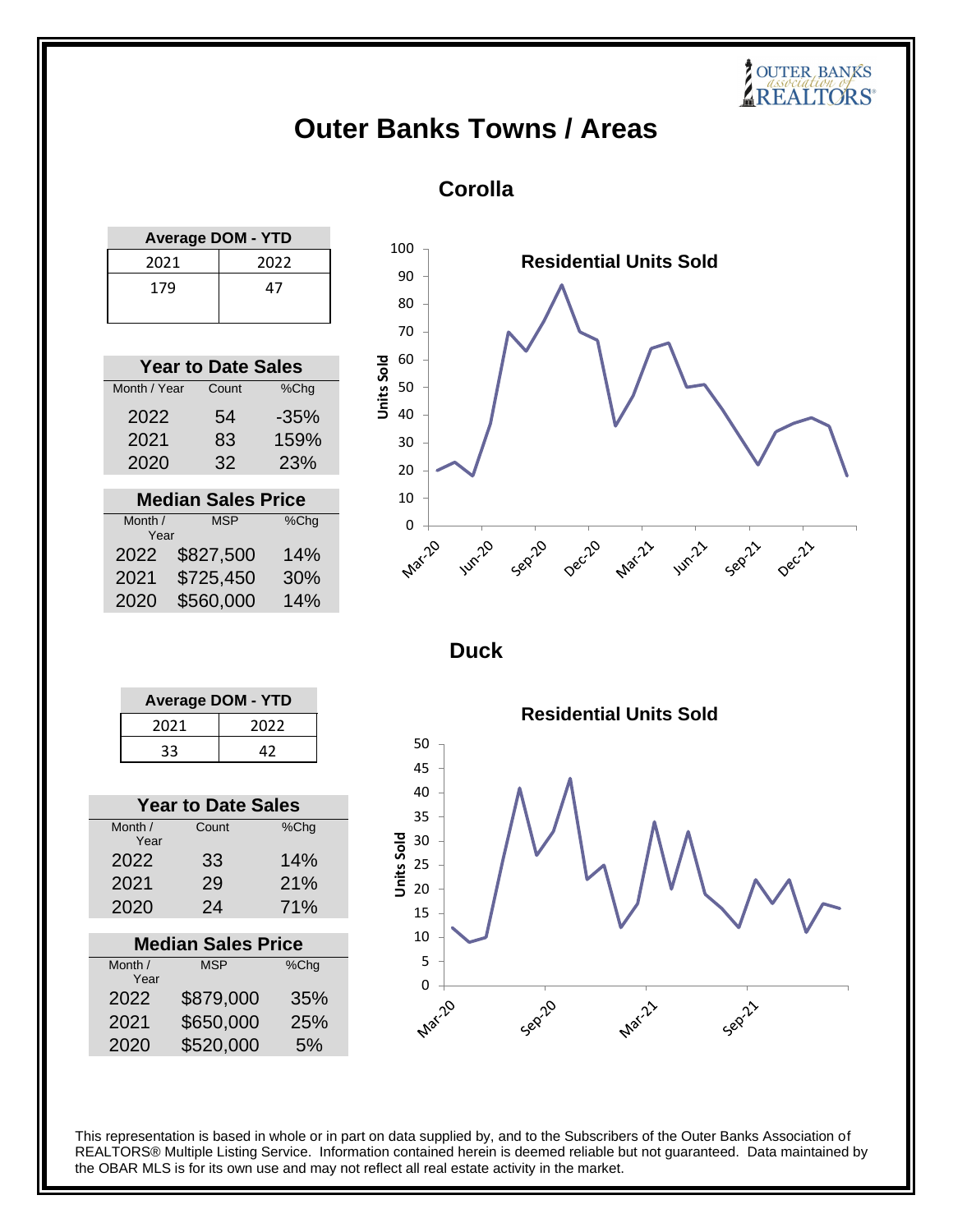# Outer Banks Towns / Areas

## Corolla

| Average DOM - YTD | |
|---|---|
| 2021 | 2022 |
| 179 | 47 |

| Year to Date Sales | | |
|---|---|---|
| Month / Year | Count | %Chg |
| 2022 | 54 | -35% |
| 2021 | 83 | 159% |
| 2020 | 32 | 23% |

| Median Sales Price | | |
|---|---|---|
| Month / Year | MSP | %Chg |
| 2022 | $827,500 | 14% |
| 2021 | $725,450 | 30% |
| 2020 | $560,000 | 14% |

**Residential Units Sold**

## Duck

| Average DOM - YTD | |
|---|---|
| 2021 | 2022 |
| 33 | 42 |

| Year to Date Sales | | |
|---|---|---|
| Month / Year | Count | %Chg |
| 2022 | 33 | 14% |
| 2021 | 29 | 21% |
| 2020 | 24 | 71% |

| Median Sales Price | | |
|---|---|---|
| Month / Year | MSP | %Chg |
| 2022 | $879,000 | 35% |
| 2021 | $650,000 | 25% |
| 2020 | $520,000 | 5% |

**Residential Units Sold**

This representation is based in whole or in part on data supplied by, and to the Subscribers of the Outer Banks Association of REALTORS® Multiple Listing Service. Information contained herein is deemed reliable but not guaranteed. Data maintained by the OBAR MLS is for its own use and may not reflect all real estate activity in the market.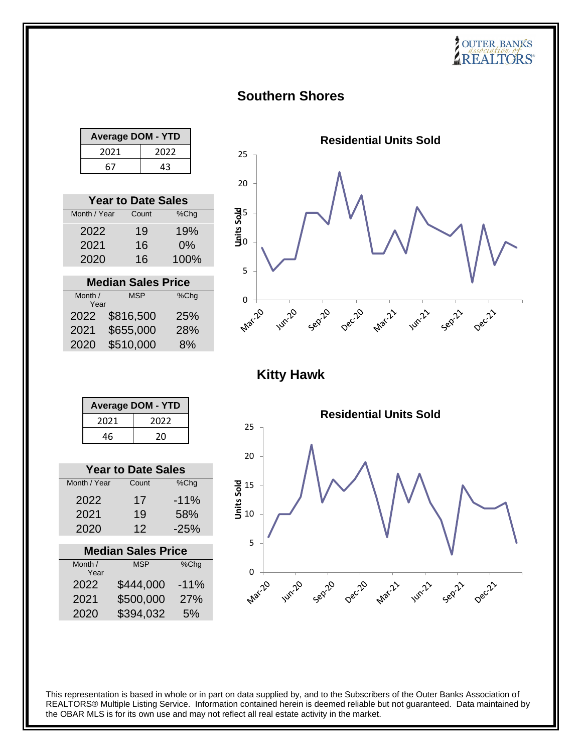## Southern Shores

| Average DOM - YTD | |
|---|---|
| 2021 | 2022 |
| 67 | 43 |

| Year to Date Sales | | |
|---|---|---|
| Month / Year | Count | %Chg |
| 2022 | 19 | 19% |
| 2021 | 16 | 0% |
| 2020 | 16 | 100% |

| Median Sales Price | | |
|---|---|---|
| Month / Year | MSP | %Chg |
| 2022 | $816,500 | 25% |
| 2021 | $655,000 | 28% |
| 2020 | $510,000 | 8% |

**Residential Units Sold**

## Kitty Hawk

| Average DOM - YTD | |
|---|---|
| 2021 | 2022 |
| 46 | 20 |

| Year to Date Sales | | |
|---|---|---|
| Month / Year | Count | %Chg |
| 2022 | 17 | -11% |
| 2021 | 19 | 58% |
| 2020 | 12 | -25% |

| Median Sales Price | | |
|---|---|---|
| Month / Year | MSP | %Chg |
| 2022 | $444,000 | -11% |
| 2021 | $500,000 | 27% |
| 2020 | $394,032 | 5% |

**Residential Units Sold**

This representation is based in whole or in part on data supplied by, and to the Subscribers of the Outer Banks Association of REALTORS® Multiple Listing Service. Information contained herein is deemed reliable but not guaranteed. Data maintained by the OBAR MLS is for its own use and may not reflect all real estate activity in the market.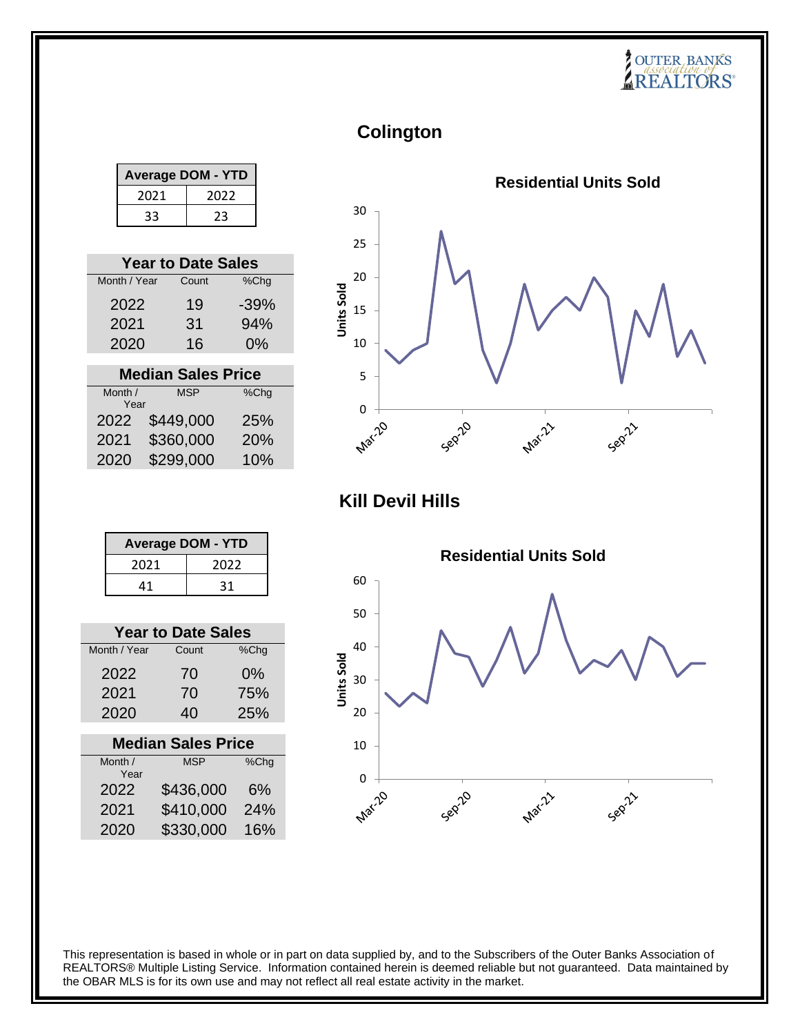# Colington

| Average DOM - YTD | |
|---|---|
| 2021 | 2022 |
| 33 | 23 |

| Year to Date Sales | | |
|---|---|---|
| Month / Year | Count | %Chg |
| 2022 | 19 | -39% |
| 2021 | 31 | 94% |
| 2020 | 16 | 0% |

| Median Sales Price | | |
|---|---|---|
| Month / Year | MSP | %Chg |
| 2022 | $449,000 | 25% |
| 2021 | $360,000 | 20% |
| 2020 | $299,000 | 10% |

**Residential Units Sold**

# Kill Devil Hills

| Average DOM - YTD | |
|---|---|
| 2021 | 2022 |
| 41 | 31 |

| Year to Date Sales | | |
|---|---|---|
| Month / Year | Count | %Chg |
| 2022 | 70 | 0% |
| 2021 | 70 | 75% |
| 2020 | 40 | 25% |

| Median Sales Price | | |
|---|---|---|
| Month / Year | MSP | %Chg |
| 2022 | $436,000 | 6% |
| 2021 | $410,000 | 24% |
| 2020 | $330,000 | 16% |

**Residential Units Sold**

This representation is based in whole or in part on data supplied by, and to the Subscribers of the Outer Banks Association of REALTORS® Multiple Listing Service. Information contained herein is deemed reliable but not guaranteed. Data maintained by the OBAR MLS is for its own use and may not reflect all real estate activity in the market.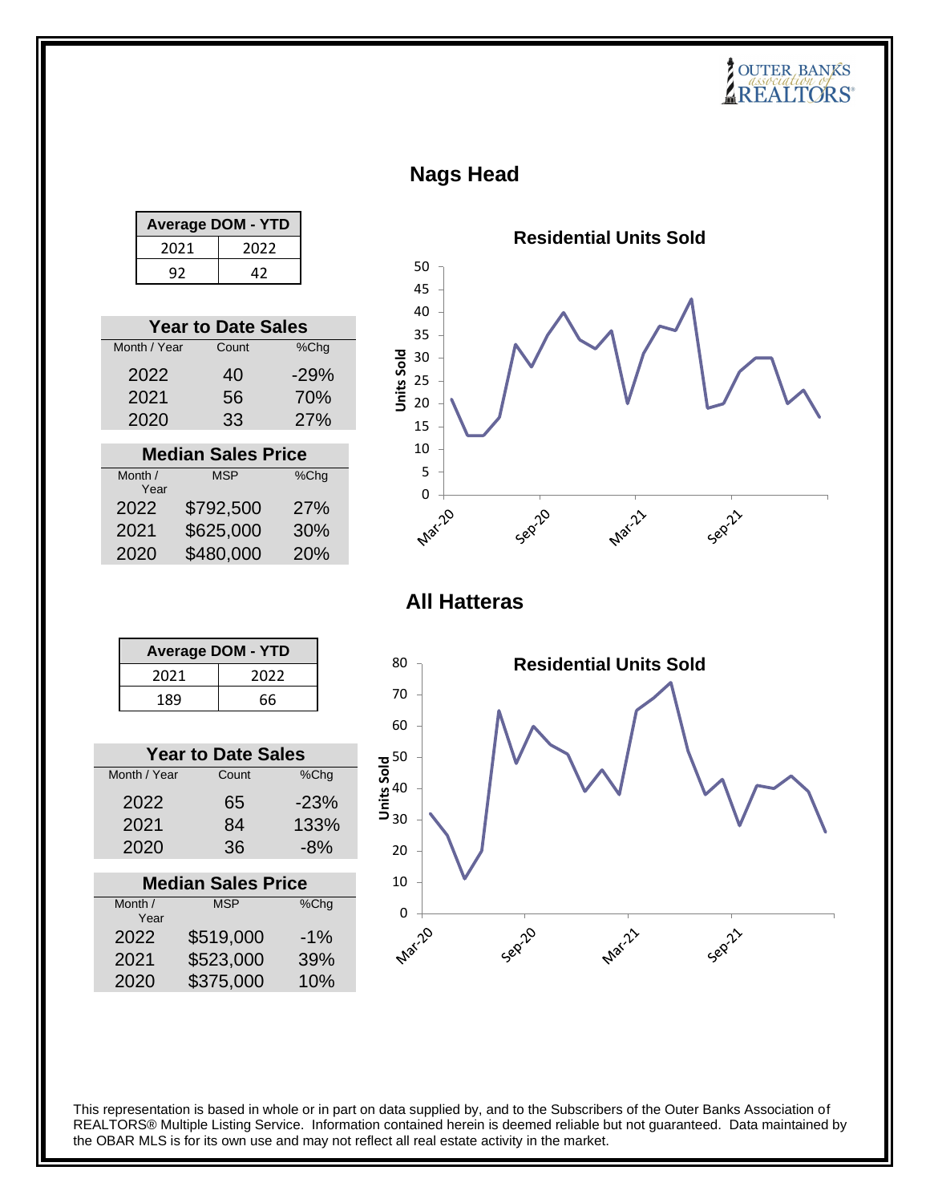## Nags Head

| Average DOM - YTD | |
|---|---|
| 2021 | 2022 |
| 92 | 42 |

| Year to Date Sales | | |
|---|---|---|
| Month / Year | Count | %Chg |
| 2022 | 40 | -29% |
| 2021 | 56 | 70% |
| 2020 | 33 | 27% |

| Median Sales Price | | |
|---|---|---|
| Month / Year | MSP | %Chg |
| 2022 | $792,500 | 27% |
| 2021 | $625,000 | 30% |
| 2020 | $480,000 | 20% |

**Residential Units Sold**

## All Hatteras

| Average DOM - YTD | |
|---|---|
| 2021 | 2022 |
| 189 | 66 |

| Year to Date Sales | | |
|---|---|---|
| Month / Year | Count | %Chg |
| 2022 | 65 | -23% |
| 2021 | 84 | 133% |
| 2020 | 36 | -8% |

| Median Sales Price | | |
|---|---|---|
| Month / Year | MSP | %Chg |
| 2022 | $519,000 | -1% |
| 2021 | $523,000 | 39% |
| 2020 | $375,000 | 10% |

**Residential Units Sold**

This representation is based in whole or in part on data supplied by, and to the Subscribers of the Outer Banks Association of REALTORS® Multiple Listing Service. Information contained herein is deemed reliable but not guaranteed. Data maintained by the OBAR MLS is for its own use and may not reflect all real estate activity in the market.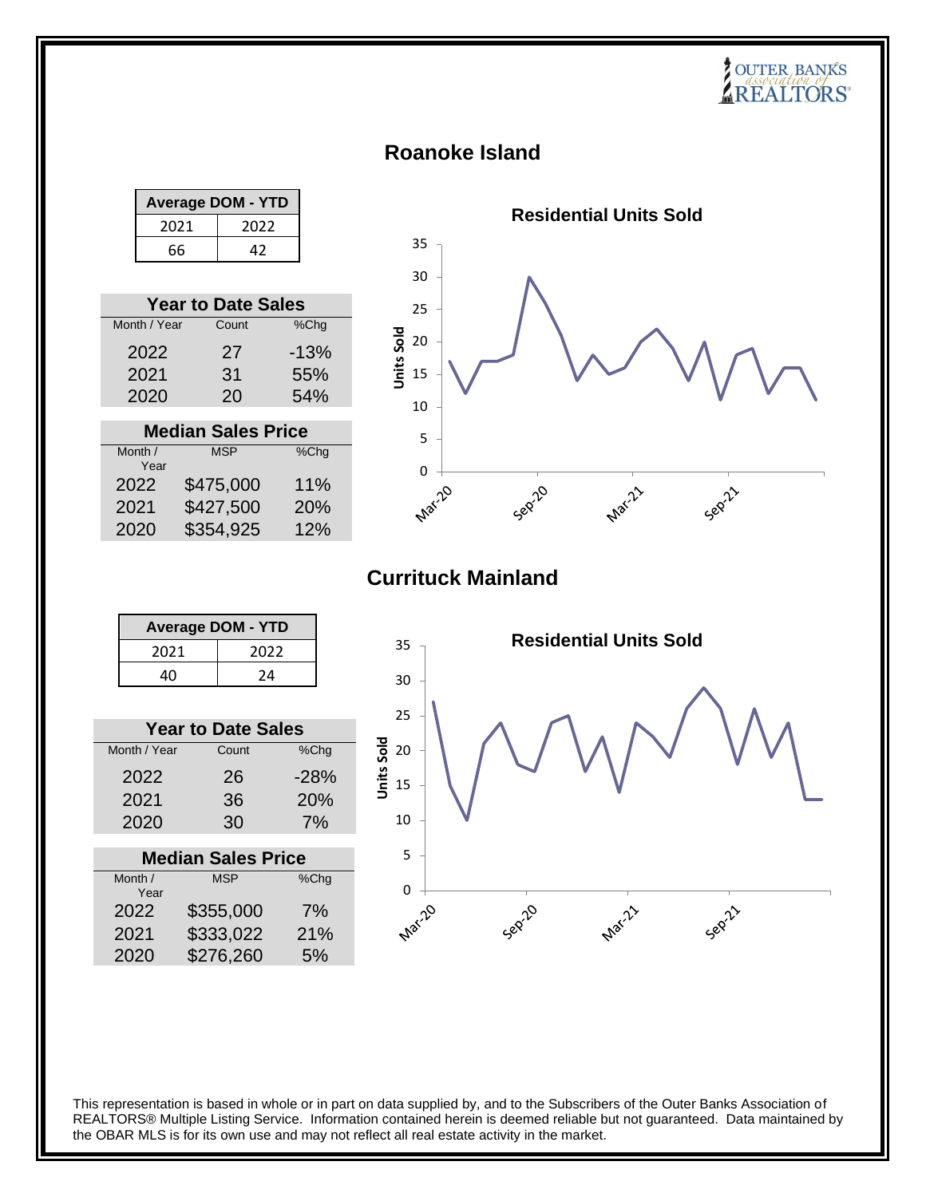## Roanoke Island

| Average DOM - YTD | |
|---|---|
| 2021 | 2022 |
| 66 | 42 |

| Year to Date Sales | | |
|---|---|---|
| Month / Year | Count | %Chg |
| 2022 | 27 | -13% |
| 2021 | 31 | 55% |
| 2020 | 20 | 54% |

| Median Sales Price | | |
|---|---|---|
| Month / Year | MSP | %Chg |
| 2022 | $475,000 | 11% |
| 2021 | $427,500 | 20% |
| 2020 | $354,925 | 12% |

**Residential Units Sold**

## Currituck Mainland

| Average DOM - YTD | |
|---|---|
| 2021 | 2022 |
| 40 | 24 |

| Year to Date Sales | | |
|---|---|---|
| Month / Year | Count | %Chg |
| 2022 | 26 | -28% |
| 2021 | 36 | 20% |
| 2020 | 30 | 7% |

| Median Sales Price | | |
|---|---|---|
| Month / Year | MSP | %Chg |
| 2022 | $355,000 | 7% |
| 2021 | $333,022 | 21% |
| 2020 | $276,260 | 5% |

**Residential Units Sold**

This representation is based in whole or in part on data supplied by, and to the Subscribers of the Outer Banks Association of REALTORS® Multiple Listing Service. Information contained herein is deemed reliable but not guaranteed. Data maintained by the OBAR MLS is for its own use and may not reflect all real estate activity in the market.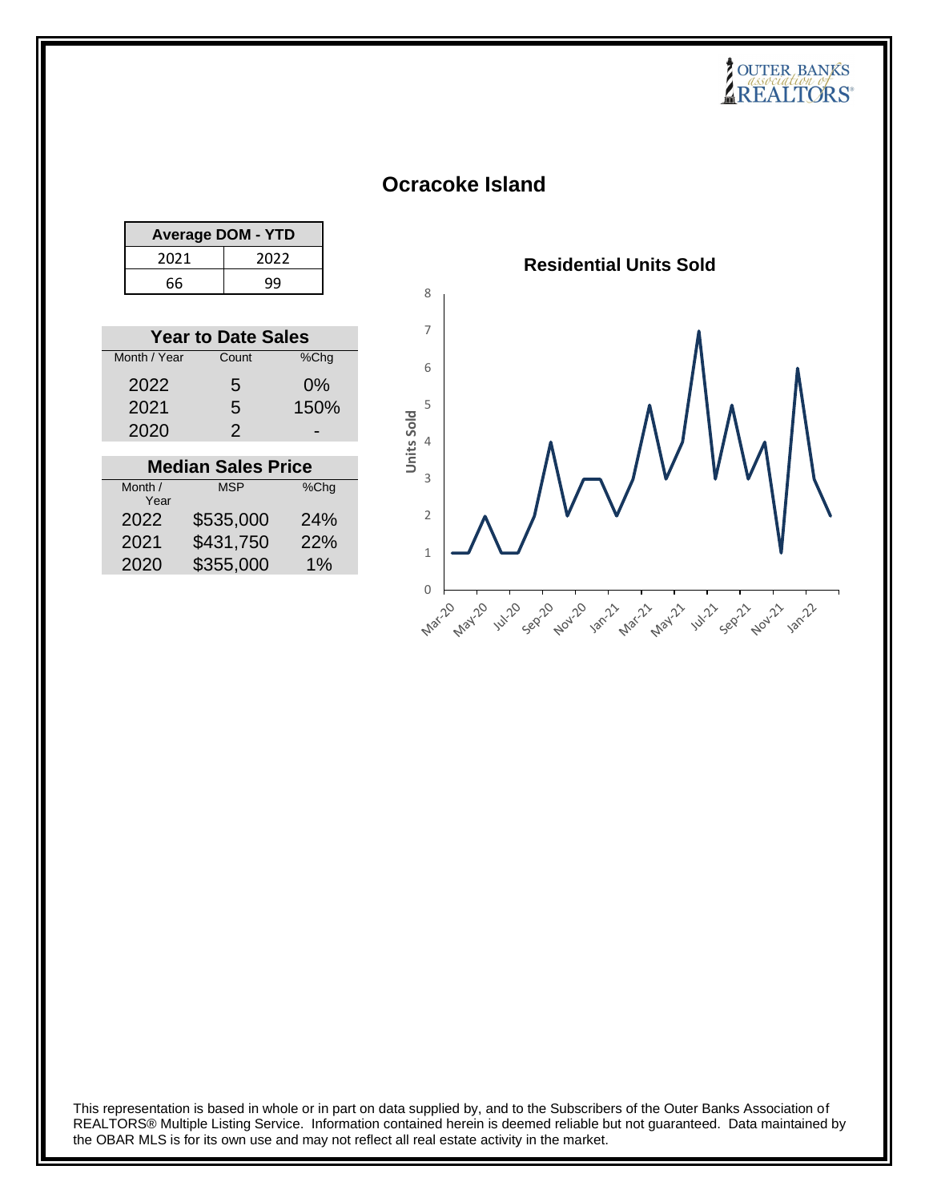OUTER BANKS association of REALTORS®

# Ocracoke Island

| Average DOM - YTD | |
|---|---|
| 2021 | 2022 |
| 66 | 99 |

| Year to Date Sales | | |
|---|---|---|
| Month / Year | Count | %Chg |
| 2022 | 5 | 0% |
| 2021 | 5 | 150% |
| 2020 | 2 | - |

| Median Sales Price | | |
|---|---|---|
| Month / Year | MSP | %Chg |
| 2022 | $535,000 | 24% |
| 2021 | $431,750 | 22% |
| 2020 | $355,000 | 1% |

**Residential Units Sold**

Units Sold

0
1
2
3
4
5
6
7
8

Mar-20
May-20
Jul-20
Sep-20
Nov-20
Jan-21
Mar-21
May-21
Jul-21
Sep-21
Nov-21
Jan-22

This representation is based in whole or in part on data supplied by, and to the Subscribers of the Outer Banks Association of REALTORS® Multiple Listing Service. Information contained herein is deemed reliable but not guaranteed. Data maintained by the OBAR MLS is for its own use and may not reflect all real estate activity in the market.